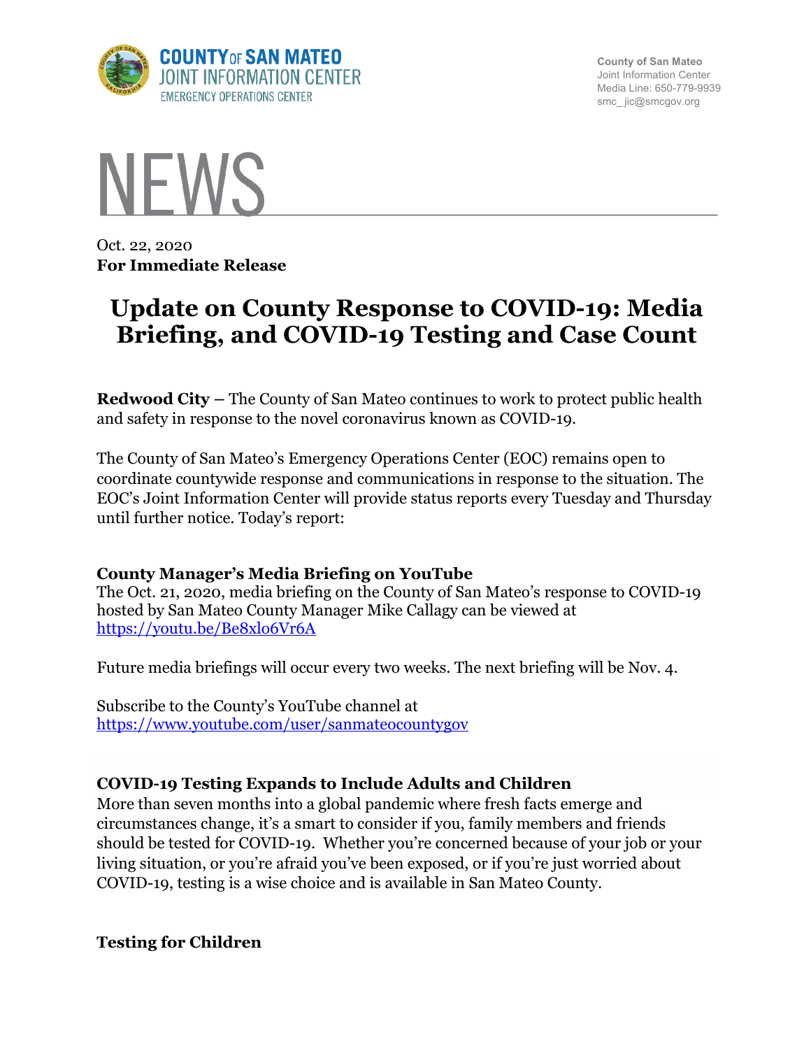COUNTY OF SAN MATEO
JOINT INFORMATION CENTER
EMERGENCY OPERATIONS CENTER

County of San Mateo
Joint Information Center
Media Line: 650-779-9939
smc_ jic@smcgov.org

# NEWS

Oct. 22, 2020
**For Immediate Release**

# Update on County Response to COVID-19: Media Briefing, and COVID-19 Testing and Case Count

**Redwood City –** The County of San Mateo continues to work to protect public health and safety in response to the novel coronavirus known as COVID-19.

The County of San Mateo's Emergency Operations Center (EOC) remains open to coordinate countywide response and communications in response to the situation. The EOC's Joint Information Center will provide status reports every Tuesday and Thursday until further notice. Today's report:

### County Manager's Media Briefing on YouTube

The Oct. 21, 2020, media briefing on the County of San Mateo's response to COVID-19 hosted by San Mateo County Manager Mike Callagy can be viewed at https://youtu.be/Be8xlo6Vr6A

Future media briefings will occur every two weeks. The next briefing will be Nov. 4.

Subscribe to the County's YouTube channel at https://www.youtube.com/user/sanmateocountygov

### COVID-19 Testing Expands to Include Adults and Children

More than seven months into a global pandemic where fresh facts emerge and circumstances change, it's a smart to consider if you, family members and friends should be tested for COVID-19. Whether you're concerned because of your job or your living situation, or you're afraid you've been exposed, or if you're just worried about COVID-19, testing is a wise choice and is available in San Mateo County.

### Testing for Children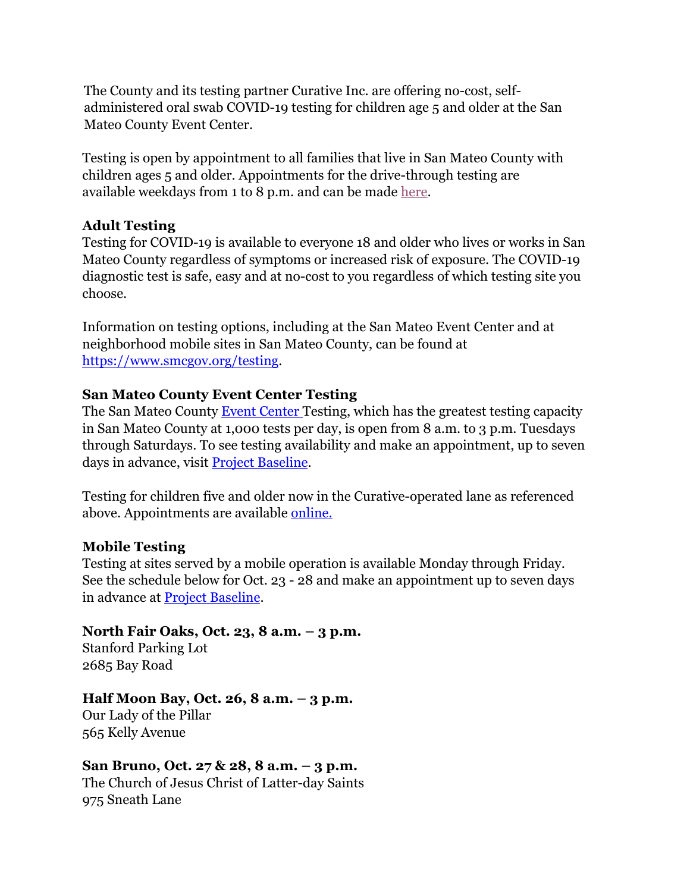The County and its testing partner Curative Inc. are offering no-cost, self-administered oral swab COVID-19 testing for children age 5 and older at the San Mateo County Event Center.

Testing is open by appointment to all families that live in San Mateo County with children ages 5 and older. Appointments for the drive-through testing are available weekdays from 1 to 8 p.m. and can be made here.

**Adult Testing**
Testing for COVID-19 is available to everyone 18 and older who lives or works in San Mateo County regardless of symptoms or increased risk of exposure. The COVID-19 diagnostic test is safe, easy and at no-cost to you regardless of which testing site you choose.

Information on testing options, including at the San Mateo Event Center and at neighborhood mobile sites in San Mateo County, can be found at https://www.smcgov.org/testing.

**San Mateo County Event Center Testing**
The San Mateo County Event Center Testing, which has the greatest testing capacity in San Mateo County at 1,000 tests per day, is open from 8 a.m. to 3 p.m. Tuesdays through Saturdays. To see testing availability and make an appointment, up to seven days in advance, visit Project Baseline.

Testing for children five and older now in the Curative-operated lane as referenced above. Appointments are available online.

**Mobile Testing**
Testing at sites served by a mobile operation is available Monday through Friday. See the schedule below for Oct. 23 - 28 and make an appointment up to seven days in advance at Project Baseline.

**North Fair Oaks, Oct. 23, 8 a.m. – 3 p.m.**
Stanford Parking Lot
2685 Bay Road

**Half Moon Bay, Oct. 26, 8 a.m. – 3 p.m.**
Our Lady of the Pillar
565 Kelly Avenue

**San Bruno, Oct. 27 & 28, 8 a.m. – 3 p.m.**
The Church of Jesus Christ of Latter-day Saints
975 Sneath Lane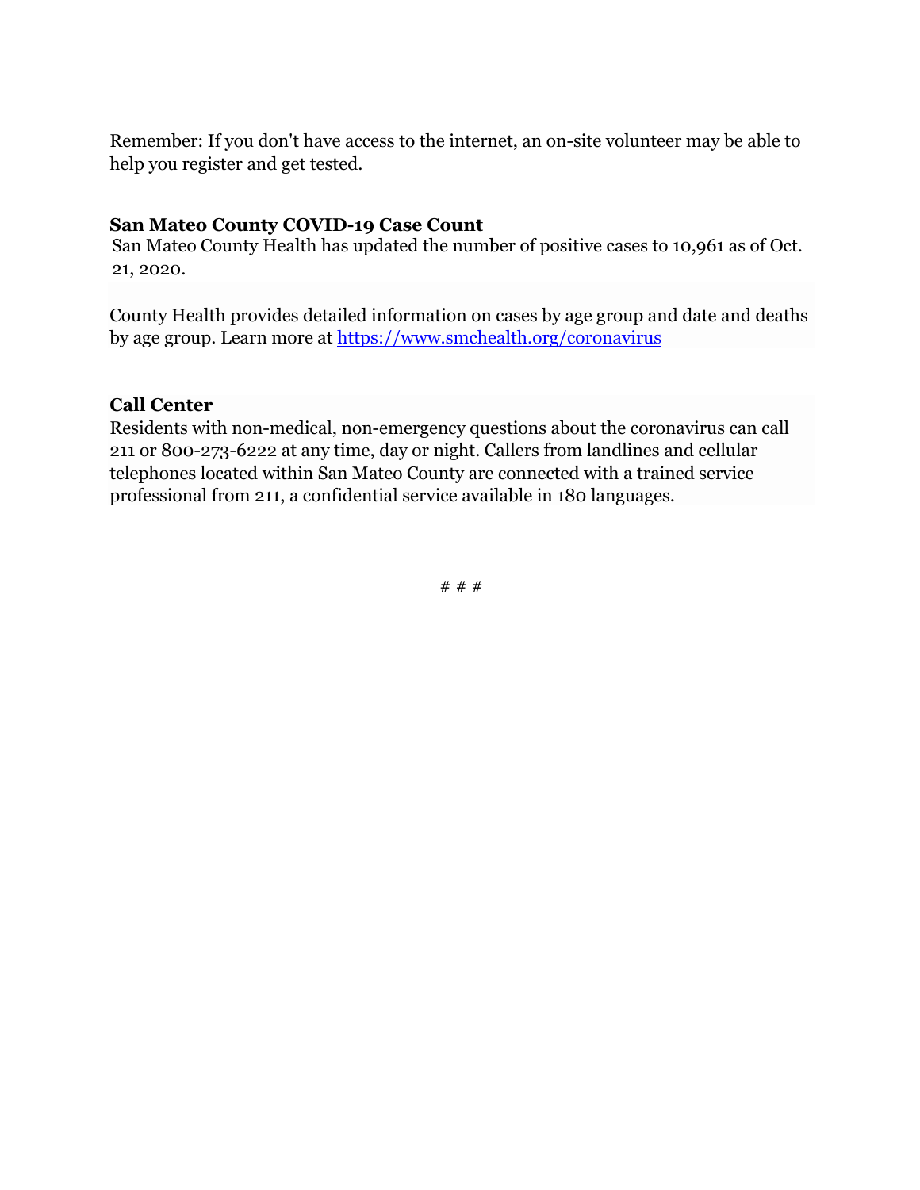Remember: If you don't have access to the internet, an on-site volunteer may be able to help you register and get tested.

**San Mateo County COVID-19 Case Count**

San Mateo County Health has updated the number of positive cases to 10,961 as of Oct. 21, 2020.

County Health provides detailed information on cases by age group and date and deaths by age group. Learn more at [https://www.smchealth.org/coronavirus](https://www.smchealth.org/coronavirus)

**Call Center**

Residents with non-medical, non-emergency questions about the coronavirus can call 211 or 800-273-6222 at any time, day or night. Callers from landlines and cellular telephones located within San Mateo County are connected with a trained service professional from 211, a confidential service available in 180 languages.

# # #